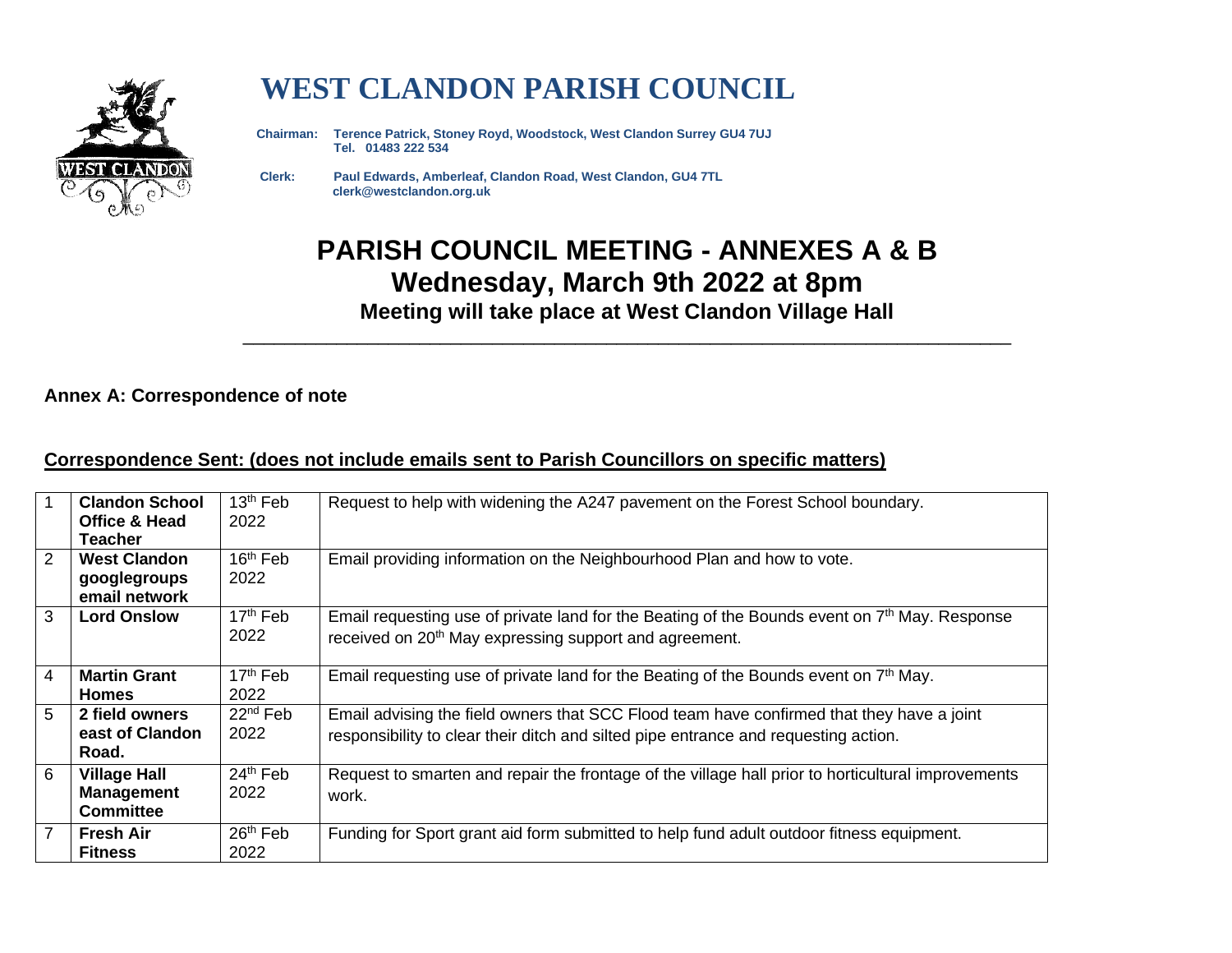# WEST CLANDON PARISH COUNCIL

**Chairman:** **Terence Patrick, Stoney Royd, Woodstock, West Clandon Surrey GU4 7UJ**
**Tel. 01483 222 534**

**Clerk:** **Paul Edwards, Amberleaf, Clandon Road, West Clandon, GU4 7TL**
**clerk@westclandon.org.uk**

# PARISH COUNCIL MEETING - ANNEXES A & B
## Wednesday, March 9th 2022 at 8pm
### Meeting will take place at West Clandon Village Hall

---

**Annex A: Correspondence of note**

**Correspondence Sent: (does not include emails sent to Parish Councillors on specific matters)**

| | | | |
|---|---|---|---|
| 1 | **Clandon School Office & Head Teacher** | 13th Feb 2022 | Request to help with widening the A247 pavement on the Forest School boundary. |
| 2 | **West Clandon googlegroups email network** | 16th Feb 2022 | Email providing information on the Neighbourhood Plan and how to vote. |
| 3 | **Lord Onslow** | 17th Feb 2022 | Email requesting use of private land for the Beating of the Bounds event on 7th May. Response received on 20th May expressing support and agreement. |
| 4 | **Martin Grant Homes** | 17th Feb 2022 | Email requesting use of private land for the Beating of the Bounds event on 7th May. |
| 5 | **2 field owners east of Clandon Road.** | 22nd Feb 2022 | Email advising the field owners that SCC Flood team have confirmed that they have a joint responsibility to clear their ditch and silted pipe entrance and requesting action. |
| 6 | **Village Hall Management Committee** | 24th Feb 2022 | Request to smarten and repair the frontage of the village hall prior to horticultural improvements work. |
| 7 | **Fresh Air Fitness** | 26th Feb 2022 | Funding for Sport grant aid form submitted to help fund adult outdoor fitness equipment. |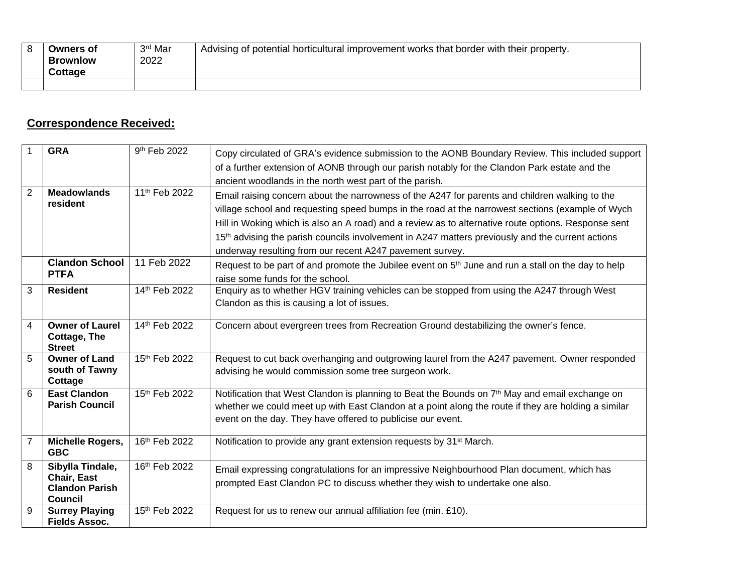| 8 | **Owners of Brownlow Cottage** | 3rd Mar 2022 | Advising of potential horticultural improvement works that border with their property. |
|---|---|---|---|
| | | | |

## **Correspondence Received:**

| 1 | **GRA** | 9th Feb 2022 | Copy circulated of GRA's evidence submission to the AONB Boundary Review. This included support of a further extension of AONB through our parish notably for the Clandon Park estate and the ancient woodlands in the north west part of the parish. |
|---|---|---|---|
| 2 | **Meadowlands resident** | 11th Feb 2022 | Email raising concern about the narrowness of the A247 for parents and children walking to the village school and requesting speed bumps in the road at the narrowest sections (example of Wych Hill in Woking which is also an A road) and a review as to alternative route options. Response sent 15th advising the parish councils involvement in A247 matters previously and the current actions underway resulting from our recent A247 pavement survey. |
| | **Clandon School PTFA** | 11 Feb 2022 | Request to be part of and promote the Jubilee event on 5th June and run a stall on the day to help raise some funds for the school. |
| 3 | **Resident** | 14th Feb 2022 | Enquiry as to whether HGV training vehicles can be stopped from using the A247 through West Clandon as this is causing a lot of issues. |
| 4 | **Owner of Laurel Cottage, The Street** | 14th Feb 2022 | Concern about evergreen trees from Recreation Ground destabilizing the owner's fence. |
| 5 | **Owner of Land south of Tawny Cottage** | 15th Feb 2022 | Request to cut back overhanging and outgrowing laurel from the A247 pavement. Owner responded advising he would commission some tree surgeon work. |
| 6 | **East Clandon Parish Council** | 15th Feb 2022 | Notification that West Clandon is planning to Beat the Bounds on 7th May and email exchange on whether we could meet up with East Clandon at a point along the route if they are holding a similar event on the day. They have offered to publicise our event. |
| 7 | **Michelle Rogers, GBC** | 16th Feb 2022 | Notification to provide any grant extension requests by 31st March. |
| 8 | **Sibylla Tindale, Chair, East Clandon Parish Council** | 16th Feb 2022 | Email expressing congratulations for an impressive Neighbourhood Plan document, which has prompted East Clandon PC to discuss whether they wish to undertake one also. |
| 9 | **Surrey Playing Fields Assoc.** | 15th Feb 2022 | Request for us to renew our annual affiliation fee (min. £10). |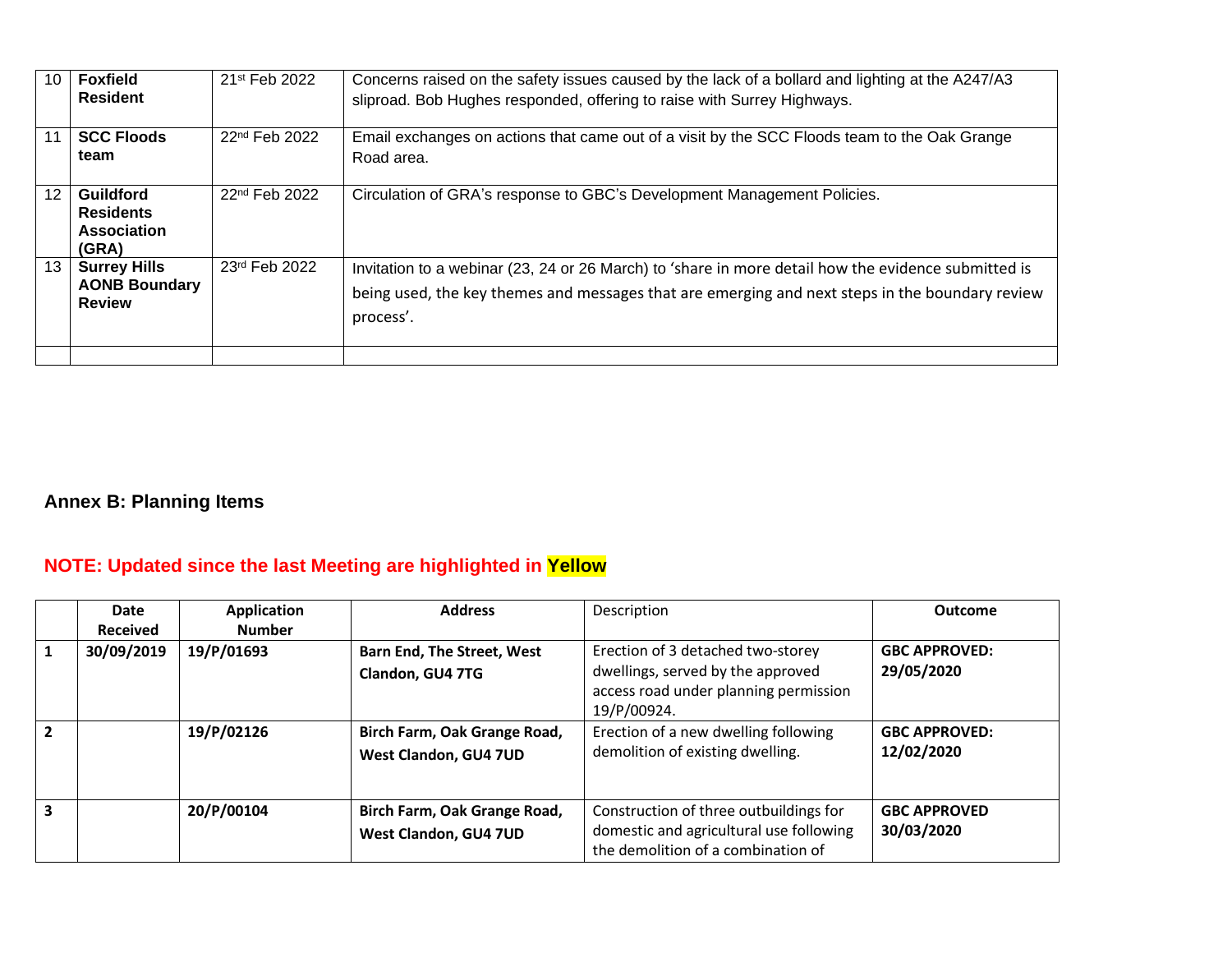| 10 | **Foxfield Resident** | 21st Feb 2022 | Concerns raised on the safety issues caused by the lack of a bollard and lighting at the A247/A3 sliproad. Bob Hughes responded, offering to raise with Surrey Highways. |
|---|---|---|---|
| 11 | **SCC Floods team** | 22nd Feb 2022 | Email exchanges on actions that came out of a visit by the SCC Floods team to the Oak Grange Road area. |
| 12 | **Guildford Residents Association (GRA)** | 22nd Feb 2022 | Circulation of GRA's response to GBC's Development Management Policies. |
| 13 | **Surrey Hills AONB Boundary Review** | 23rd Feb 2022 | Invitation to a webinar (23, 24 or 26 March) to 'share in more detail how the evidence submitted is being used, the key themes and messages that are emerging and next steps in the boundary review process'. |
| | | | |

## Annex B: Planning Items

**NOTE: Updated since the last Meeting are highlighted in Yellow**

| | Date Received | Application Number | Address | Description | Outcome |
|---|---|---|---|---|---|
| **1** | **30/09/2019** | **19/P/01693** | **Barn End, The Street, West Clandon, GU4 7TG** | Erection of 3 detached two-storey dwellings, served by the approved access road under planning permission 19/P/00924. | **GBC APPROVED: 29/05/2020** |
| **2** | | **19/P/02126** | **Birch Farm, Oak Grange Road, West Clandon, GU4 7UD** | Erection of a new dwelling following demolition of existing dwelling. | **GBC APPROVED: 12/02/2020** |
| **3** | | **20/P/00104** | **Birch Farm, Oak Grange Road, West Clandon, GU4 7UD** | Construction of three outbuildings for domestic and agricultural use following the demolition of a combination of | **GBC APPROVED 30/03/2020** |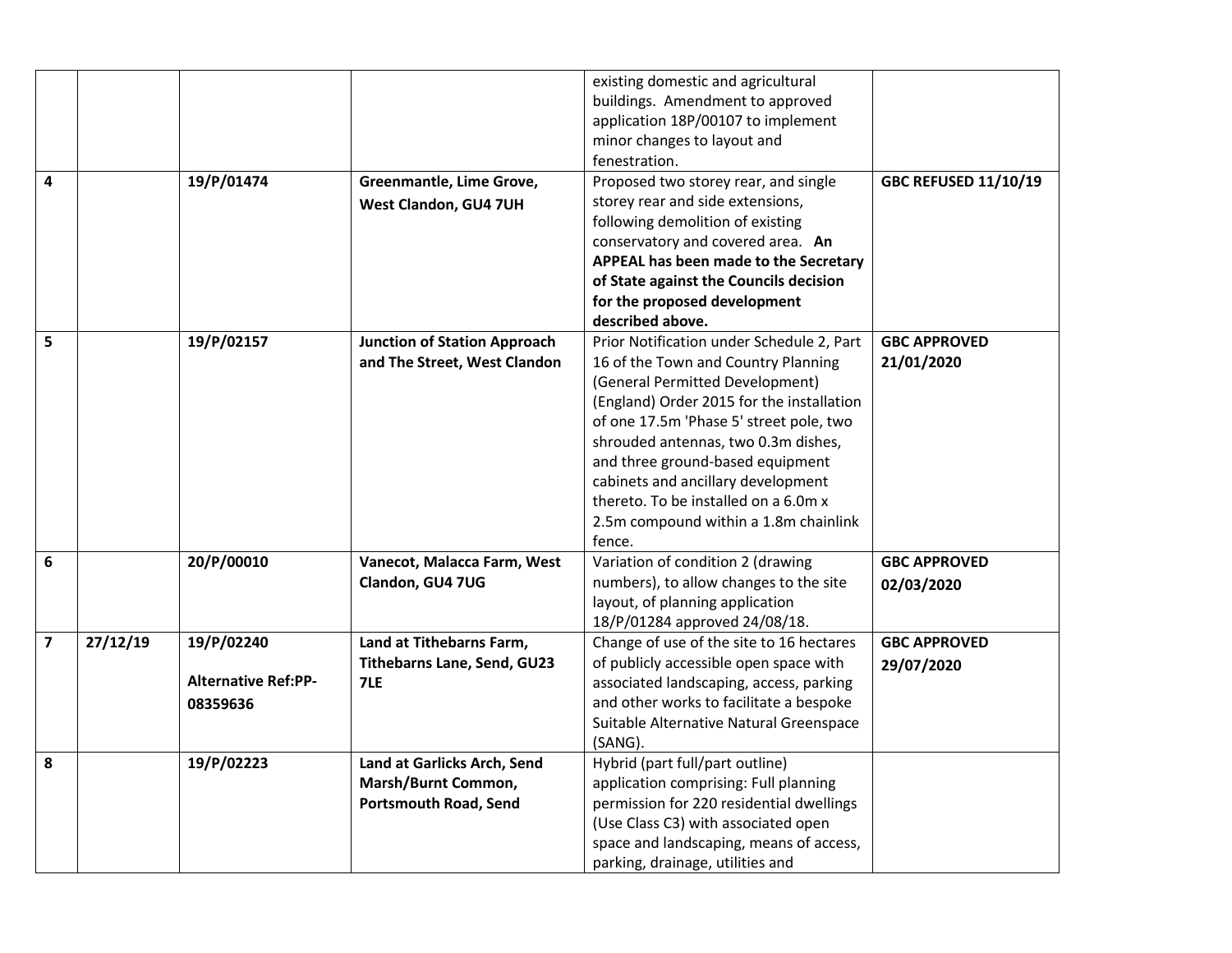| | | | | | |
|---|---|---|---|---|---|
| | | | | existing domestic and agricultural buildings. Amendment to approved application 18P/00107 to implement minor changes to layout and fenestration. | |
| **4** | | **19/P/01474** | **Greenmantle, Lime Grove, West Clandon, GU4 7UH** | Proposed two storey rear, and single storey rear and side extensions, following demolition of existing conservatory and covered area. **An APPEAL has been made to the Secretary of State against the Councils decision for the proposed development described above.** | **GBC REFUSED 11/10/19** |
| **5** | | **19/P/02157** | **Junction of Station Approach and The Street, West Clandon** | Prior Notification under Schedule 2, Part 16 of the Town and Country Planning (General Permitted Development) (England) Order 2015 for the installation of one 17.5m 'Phase 5' street pole, two shrouded antennas, two 0.3m dishes, and three ground-based equipment cabinets and ancillary development thereto. To be installed on a 6.0m x 2.5m compound within a 1.8m chainlink fence. | **GBC APPROVED 21/01/2020** |
| **6** | | **20/P/00010** | **Vanecot, Malacca Farm, West Clandon, GU4 7UG** | Variation of condition 2 (drawing numbers), to allow changes to the site layout, of planning application 18/P/01284 approved 24/08/18. | **GBC APPROVED 02/03/2020** |
| **7** | **27/12/19** | **19/P/02240**<br><br>**Alternative Ref:PP-08359636** | **Land at Tithebarns Farm, Tithebarns Lane, Send, GU23 7LE** | Change of use of the site to 16 hectares of publicly accessible open space with associated landscaping, access, parking and other works to facilitate a bespoke Suitable Alternative Natural Greenspace (SANG). | **GBC APPROVED 29/07/2020** |
| **8** | | **19/P/02223** | **Land at Garlicks Arch, Send Marsh/Burnt Common, Portsmouth Road, Send** | Hybrid (part full/part outline) application comprising: Full planning permission for 220 residential dwellings (Use Class C3) with associated open space and landscaping, means of access, parking, drainage, utilities and | |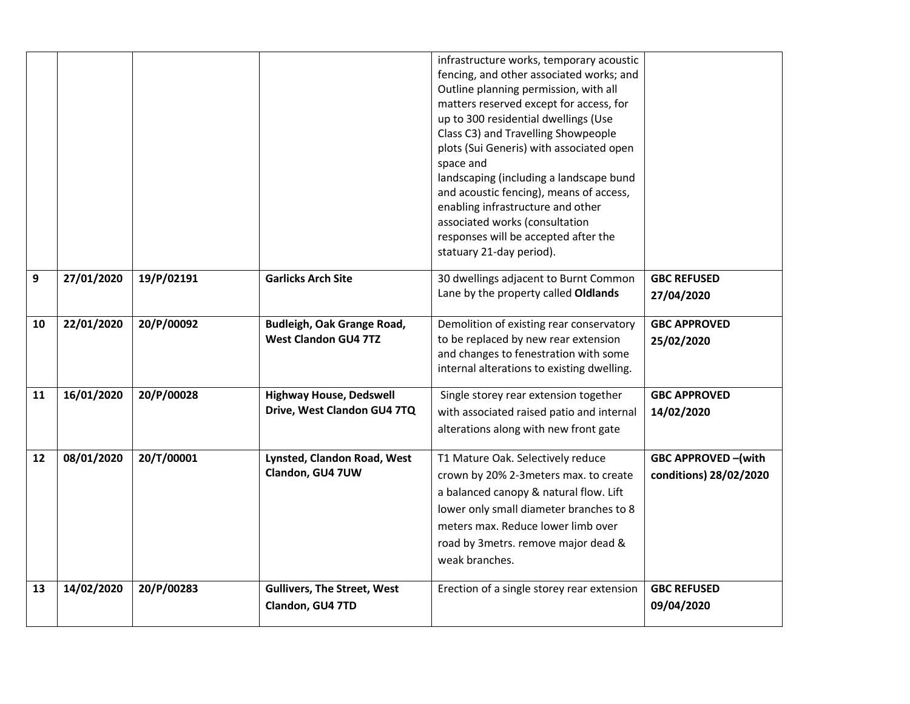| | | | | | |
|---|---|---|---|---|---|
| | | | | infrastructure works, temporary acoustic fencing, and other associated works; and Outline planning permission, with all matters reserved except for access, for up to 300 residential dwellings (Use Class C3) and Travelling Showpeople plots (Sui Generis) with associated open space and landscaping (including a landscape bund and acoustic fencing), means of access, enabling infrastructure and other associated works (consultation responses will be accepted after the statuary 21-day period). | |
| **9** | **27/01/2020** | **19/P/02191** | **Garlicks Arch Site** | 30 dwellings adjacent to Burnt Common Lane by the property called **Oldlands** | **GBC REFUSED 27/04/2020** |
| **10** | **22/01/2020** | **20/P/00092** | **Budleigh, Oak Grange Road, West Clandon GU4 7TZ** | Demolition of existing rear conservatory to be replaced by new rear extension and changes to fenestration with some internal alterations to existing dwelling. | **GBC APPROVED 25/02/2020** |
| **11** | **16/01/2020** | **20/P/00028** | **Highway House, Dedswell Drive, West Clandon GU4 7TQ** | Single storey rear extension together with associated raised patio and internal alterations along with new front gate | **GBC APPROVED 14/02/2020** |
| **12** | **08/01/2020** | **20/T/00001** | **Lynsted, Clandon Road, West Clandon, GU4 7UW** | T1 Mature Oak. Selectively reduce crown by 20% 2-3meters max. to create a balanced canopy & natural flow. Lift lower only small diameter branches to 8 meters max. Reduce lower limb over road by 3metrs. remove major dead & weak branches. | **GBC APPROVED –(with conditions) 28/02/2020** |
| **13** | **14/02/2020** | **20/P/00283** | **Gullivers, The Street, West Clandon, GU4 7TD** | Erection of a single storey rear extension | **GBC REFUSED 09/04/2020** |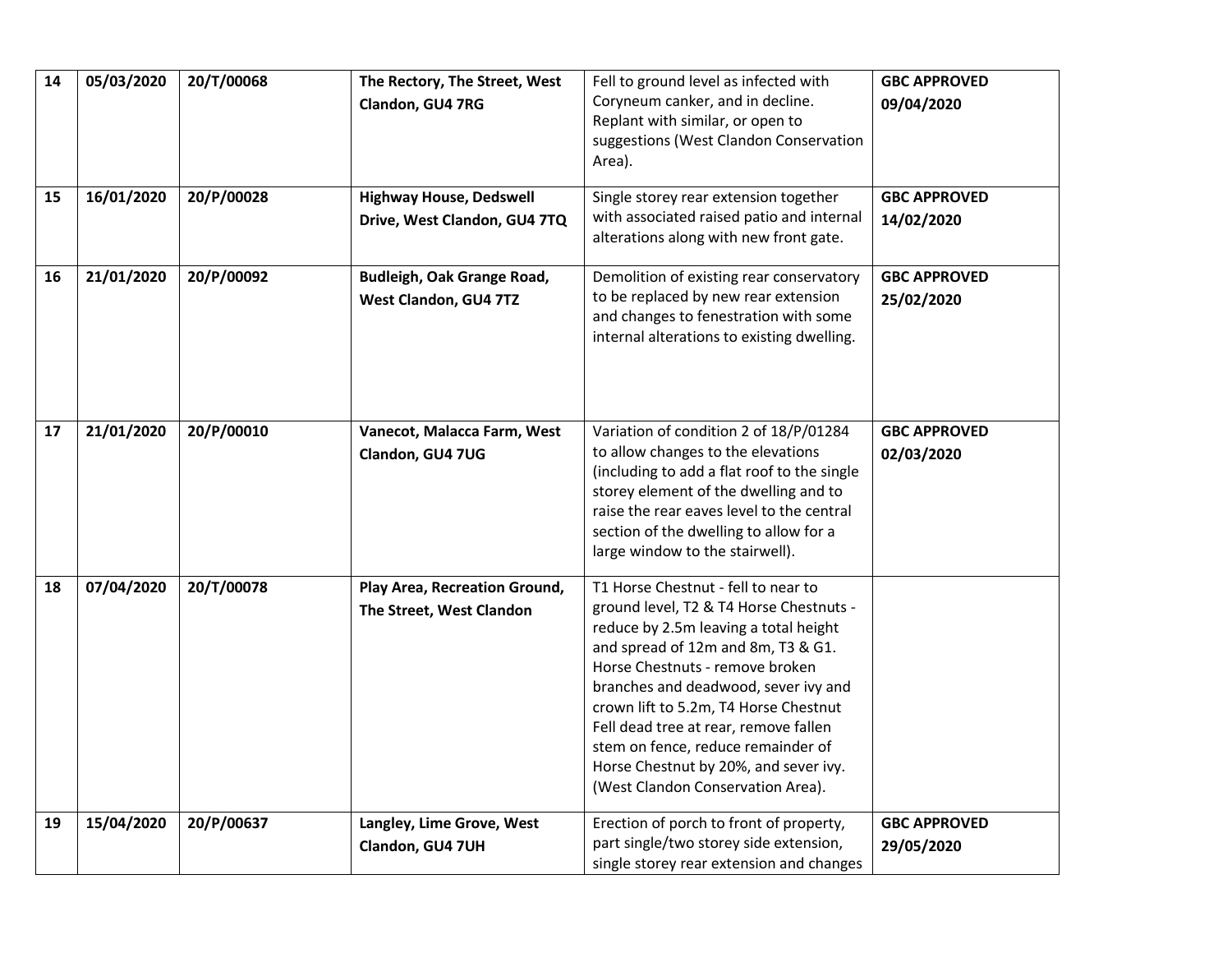| 14 | 05/03/2020 | 20/T/00068 | **The Rectory, The Street, West Clandon, GU4 7RG** | Fell to ground level as infected with Coryneum canker, and in decline. Replant with similar, or open to suggestions (West Clandon Conservation Area). | **GBC APPROVED 09/04/2020** |
|---|---|---|---|---|---|
| 15 | 16/01/2020 | 20/P/00028 | **Highway House, Dedswell Drive, West Clandon, GU4 7TQ** | Single storey rear extension together with associated raised patio and internal alterations along with new front gate. | **GBC APPROVED 14/02/2020** |
| 16 | 21/01/2020 | 20/P/00092 | **Budleigh, Oak Grange Road, West Clandon, GU4 7TZ** | Demolition of existing rear conservatory to be replaced by new rear extension and changes to fenestration with some internal alterations to existing dwelling. | **GBC APPROVED 25/02/2020** |
| 17 | 21/01/2020 | 20/P/00010 | **Vanecot, Malacca Farm, West Clandon, GU4 7UG** | Variation of condition 2 of 18/P/01284 to allow changes to the elevations (including to add a flat roof to the single storey element of the dwelling and to raise the rear eaves level to the central section of the dwelling to allow for a large window to the stairwell). | **GBC APPROVED 02/03/2020** |
| 18 | 07/04/2020 | 20/T/00078 | **Play Area, Recreation Ground, The Street, West Clandon** | T1 Horse Chestnut - fell to near to ground level, T2 & T4 Horse Chestnuts - reduce by 2.5m leaving a total height and spread of 12m and 8m, T3 & G1. Horse Chestnuts - remove broken branches and deadwood, sever ivy and crown lift to 5.2m, T4 Horse Chestnut Fell dead tree at rear, remove fallen stem on fence, reduce remainder of Horse Chestnut by 20%, and sever ivy. (West Clandon Conservation Area). | |
| 19 | 15/04/2020 | 20/P/00637 | **Langley, Lime Grove, West Clandon, GU4 7UH** | Erection of porch to front of property, part single/two storey side extension, single storey rear extension and changes | **GBC APPROVED 29/05/2020** |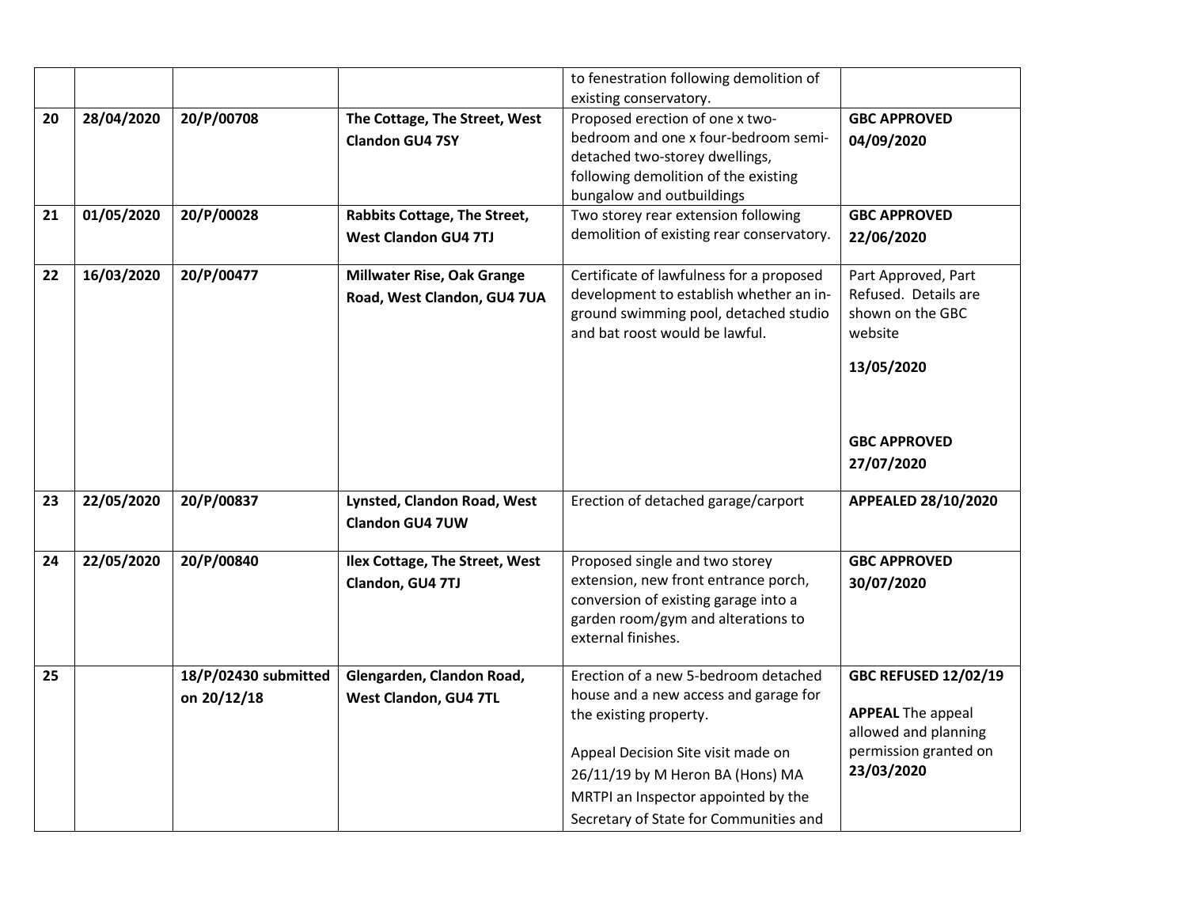| | | | | | |
|---|---|---|---|---|---|
| | | | | to fenestration following demolition of existing conservatory. | |
| **20** | **28/04/2020** | **20/P/00708** | **The Cottage, The Street, West Clandon GU4 7SY** | Proposed erection of one x two-bedroom and one x four-bedroom semi-detached two-storey dwellings, following demolition of the existing bungalow and outbuildings | **GBC APPROVED 04/09/2020** |
| **21** | **01/05/2020** | **20/P/00028** | **Rabbits Cottage, The Street, West Clandon GU4 7TJ** | Two storey rear extension following demolition of existing rear conservatory. | **GBC APPROVED 22/06/2020** |
| **22** | **16/03/2020** | **20/P/00477** | **Millwater Rise, Oak Grange Road, West Clandon, GU4 7UA** | Certificate of lawfulness for a proposed development to establish whether an in-ground swimming pool, detached studio and bat roost would be lawful. | Part Approved, Part Refused. Details are shown on the GBC website **13/05/2020** **GBC APPROVED 27/07/2020** |
| **23** | **22/05/2020** | **20/P/00837** | **Lynsted, Clandon Road, West Clandon GU4 7UW** | Erection of detached garage/carport | **APPEALED 28/10/2020** |
| **24** | **22/05/2020** | **20/P/00840** | **Ilex Cottage, The Street, West Clandon, GU4 7TJ** | Proposed single and two storey extension, new front entrance porch, conversion of existing garage into a garden room/gym and alterations to external finishes. | **GBC APPROVED 30/07/2020** |
| **25** | | **18/P/02430 submitted on 20/12/18** | **Glengarden, Clandon Road, West Clandon, GU4 7TL** | Erection of a new 5-bedroom detached house and a new access and garage for the existing property. Appeal Decision Site visit made on 26/11/19 by M Heron BA (Hons) MA MRTPI an Inspector appointed by the Secretary of State for Communities and | **GBC REFUSED 12/02/19** **APPEAL** The appeal allowed and planning permission granted on **23/03/2020** |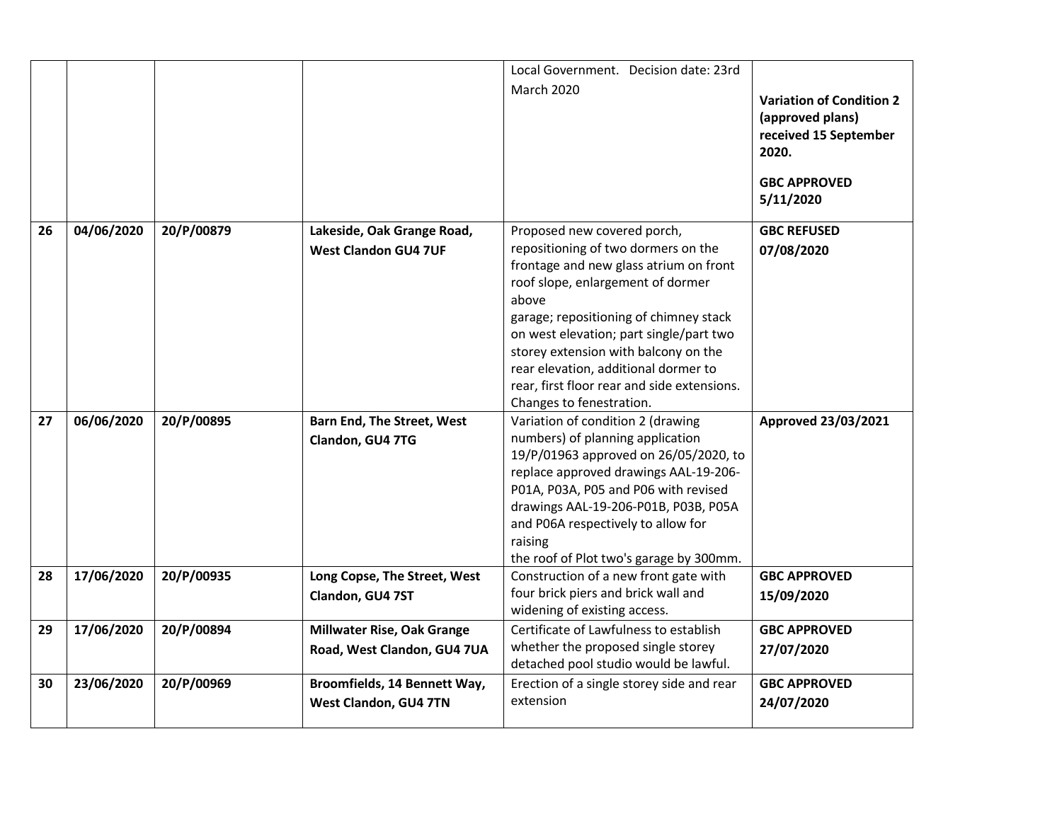| | | | | | |
|---|---|---|---|---|---|
| | | | | Local Government. Decision date: 23rd March 2020 | **Variation of Condition 2 (approved plans) received 15 September 2020.** **GBC APPROVED 5/11/2020** |
| **26** | **04/06/2020** | **20/P/00879** | **Lakeside, Oak Grange Road, West Clandon GU4 7UF** | Proposed new covered porch, repositioning of two dormers on the frontage and new glass atrium on front roof slope, enlargement of dormer above garage; repositioning of chimney stack on west elevation; part single/part two storey extension with balcony on the rear elevation, additional dormer to rear, first floor rear and side extensions. Changes to fenestration. | **GBC REFUSED 07/08/2020** |
| **27** | **06/06/2020** | **20/P/00895** | **Barn End, The Street, West Clandon, GU4 7TG** | Variation of condition 2 (drawing numbers) of planning application 19/P/01963 approved on 26/05/2020, to replace approved drawings AAL-19-206-P01A, P03A, P05 and P06 with revised drawings AAL-19-206-P01B, P03B, P05A and P06A respectively to allow for raising the roof of Plot two's garage by 300mm. | **Approved 23/03/2021** |
| **28** | **17/06/2020** | **20/P/00935** | **Long Copse, The Street, West Clandon, GU4 7ST** | Construction of a new front gate with four brick piers and brick wall and widening of existing access. | **GBC APPROVED 15/09/2020** |
| **29** | **17/06/2020** | **20/P/00894** | **Millwater Rise, Oak Grange Road, West Clandon, GU4 7UA** | Certificate of Lawfulness to establish whether the proposed single storey detached pool studio would be lawful. | **GBC APPROVED 27/07/2020** |
| **30** | **23/06/2020** | **20/P/00969** | **Broomfields, 14 Bennett Way, West Clandon, GU4 7TN** | Erection of a single storey side and rear extension | **GBC APPROVED 24/07/2020** |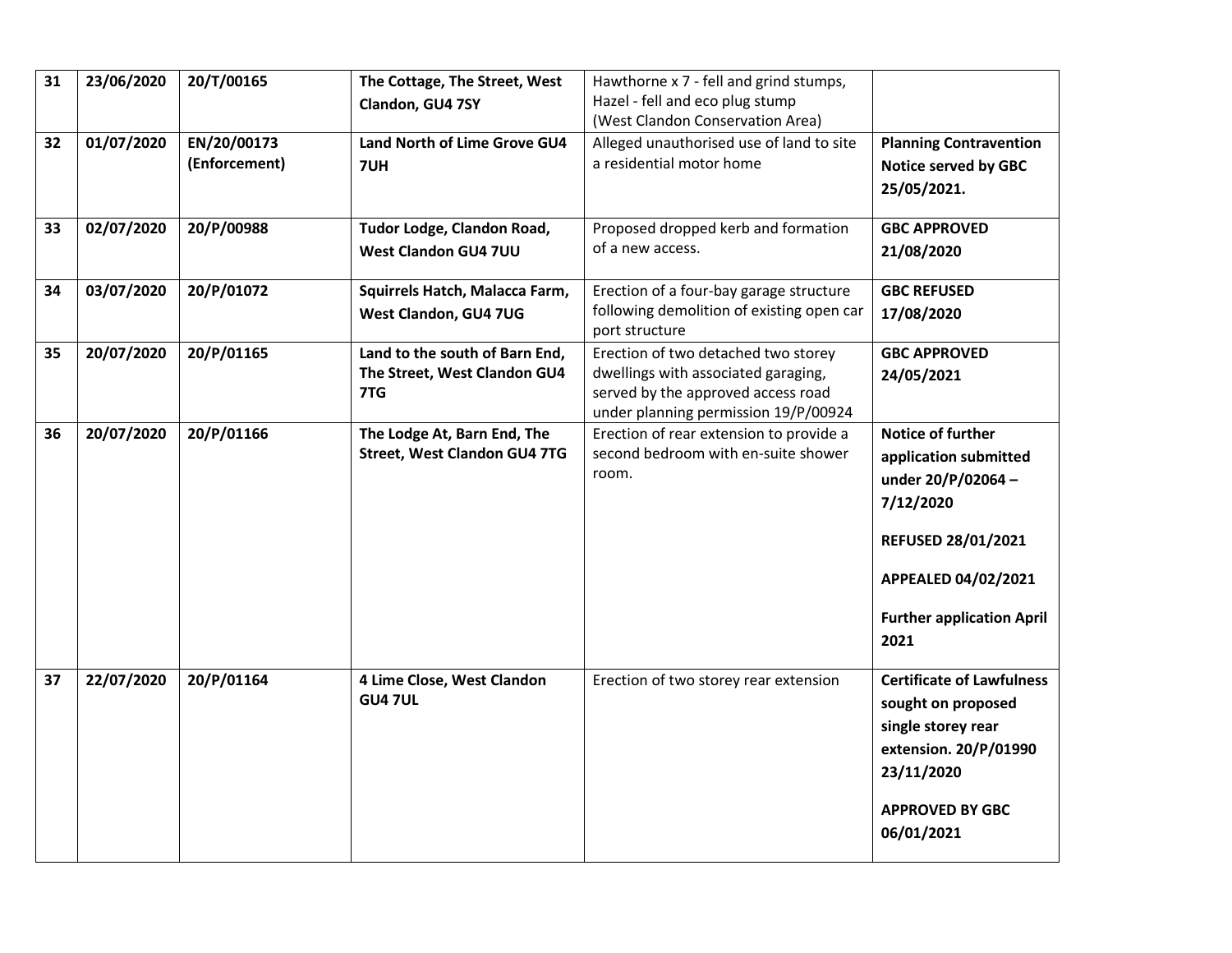| 31 | 23/06/2020 | 20/T/00165 | **The Cottage, The Street, West Clandon, GU4 7SY** | Hawthorne x 7 - fell and grind stumps, Hazel - fell and eco plug stump (West Clandon Conservation Area) | |
|---|---|---|---|---|---|
| 32 | 01/07/2020 | EN/20/00173 (Enforcement) | **Land North of Lime Grove GU4 7UH** | Alleged unauthorised use of land to site a residential motor home | **Planning Contravention Notice served by GBC 25/05/2021.** |
| 33 | 02/07/2020 | 20/P/00988 | **Tudor Lodge, Clandon Road, West Clandon GU4 7UU** | Proposed dropped kerb and formation of a new access. | **GBC APPROVED 21/08/2020** |
| 34 | 03/07/2020 | 20/P/01072 | **Squirrels Hatch, Malacca Farm, West Clandon, GU4 7UG** | Erection of a four-bay garage structure following demolition of existing open car port structure | **GBC REFUSED 17/08/2020** |
| 35 | 20/07/2020 | 20/P/01165 | **Land to the south of Barn End, The Street, West Clandon GU4 7TG** | Erection of two detached two storey dwellings with associated garaging, served by the approved access road under planning permission 19/P/00924 | **GBC APPROVED 24/05/2021** |
| 36 | 20/07/2020 | 20/P/01166 | **The Lodge At, Barn End, The Street, West Clandon GU4 7TG** | Erection of rear extension to provide a second bedroom with en-suite shower room. | **Notice of further application submitted under 20/P/02064 – 7/12/2020**<br><br>**REFUSED 28/01/2021**<br><br>**APPEALED 04/02/2021**<br><br>**Further application April 2021** |
| 37 | 22/07/2020 | 20/P/01164 | **4 Lime Close, West Clandon GU4 7UL** | Erection of two storey rear extension | **Certificate of Lawfulness sought on proposed single storey rear extension. 20/P/01990 23/11/2020**<br><br>**APPROVED BY GBC 06/01/2021** |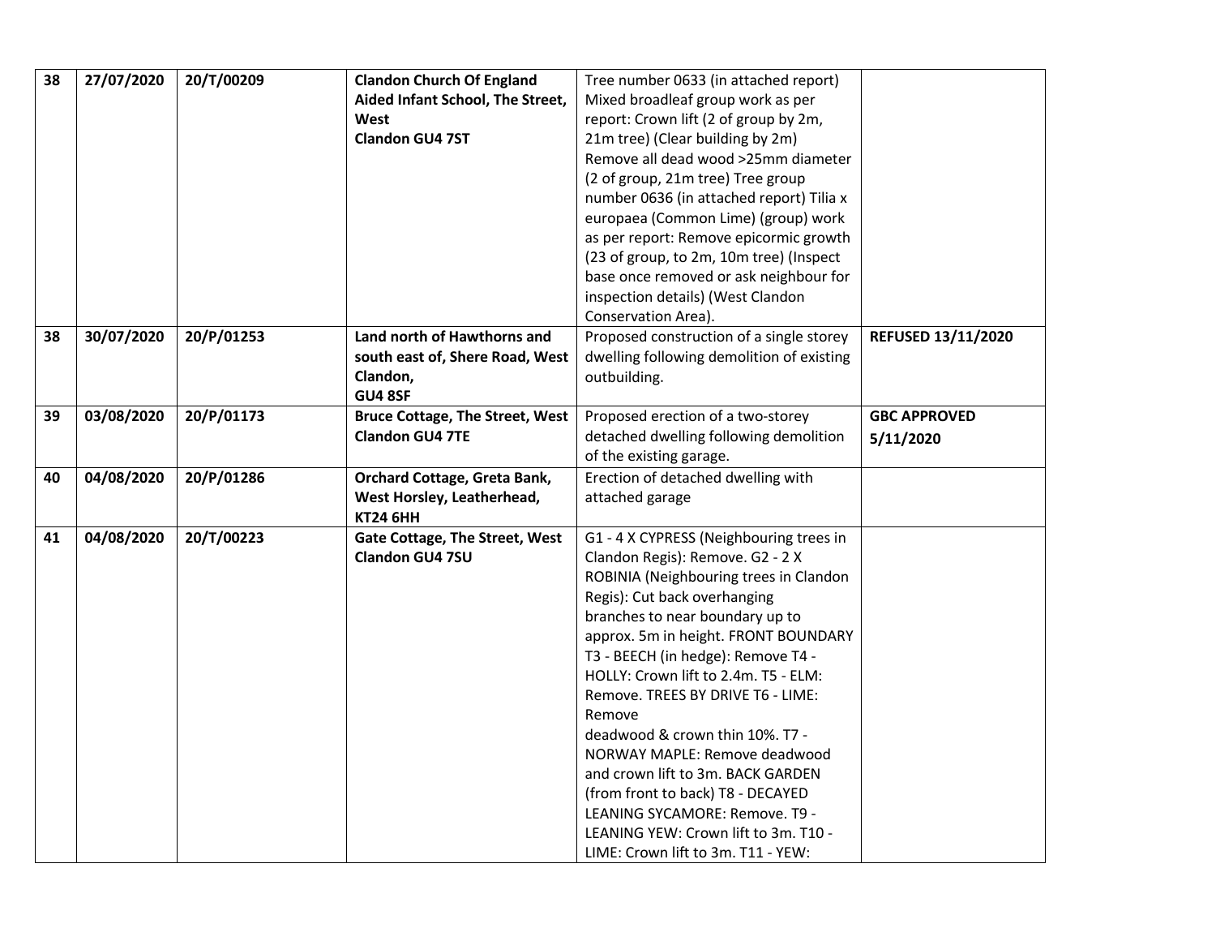| | | | | | |
|---|---|---|---|---|---|
| 38 | 27/07/2020 | 20/T/00209 | **Clandon Church Of England Aided Infant School, The Street, West Clandon GU4 7ST** | Tree number 0633 (in attached report) Mixed broadleaf group work as per report: Crown lift (2 of group by 2m, 21m tree) (Clear building by 2m) Remove all dead wood >25mm diameter (2 of group, 21m tree) Tree group number 0636 (in attached report) Tilia x europaea (Common Lime) (group) work as per report: Remove epicormic growth (23 of group, to 2m, 10m tree) (Inspect base once removed or ask neighbour for inspection details) (West Clandon Conservation Area). | |
| 38 | 30/07/2020 | 20/P/01253 | **Land north of Hawthorns and south east of, Shere Road, West Clandon, GU4 8SF** | Proposed construction of a single storey dwelling following demolition of existing outbuilding. | **REFUSED 13/11/2020** |
| 39 | 03/08/2020 | 20/P/01173 | **Bruce Cottage, The Street, West Clandon GU4 7TE** | Proposed erection of a two-storey detached dwelling following demolition of the existing garage. | **GBC APPROVED 5/11/2020** |
| 40 | 04/08/2020 | 20/P/01286 | **Orchard Cottage, Greta Bank, West Horsley, Leatherhead, KT24 6HH** | Erection of detached dwelling with attached garage | |
| 41 | 04/08/2020 | 20/T/00223 | **Gate Cottage, The Street, West Clandon GU4 7SU** | G1 - 4 X CYPRESS (Neighbouring trees in Clandon Regis): Remove. G2 - 2 X ROBINIA (Neighbouring trees in Clandon Regis): Cut back overhanging branches to near boundary up to approx. 5m in height. FRONT BOUNDARY T3 - BEECH (in hedge): Remove T4 - HOLLY: Crown lift to 2.4m. T5 - ELM: Remove. TREES BY DRIVE T6 - LIME: Remove deadwood & crown thin 10%. T7 - NORWAY MAPLE: Remove deadwood and crown lift to 3m. BACK GARDEN (from front to back) T8 - DECAYED LEANING SYCAMORE: Remove. T9 - LEANING YEW: Crown lift to 3m. T10 - LIME: Crown lift to 3m. T11 - YEW: | |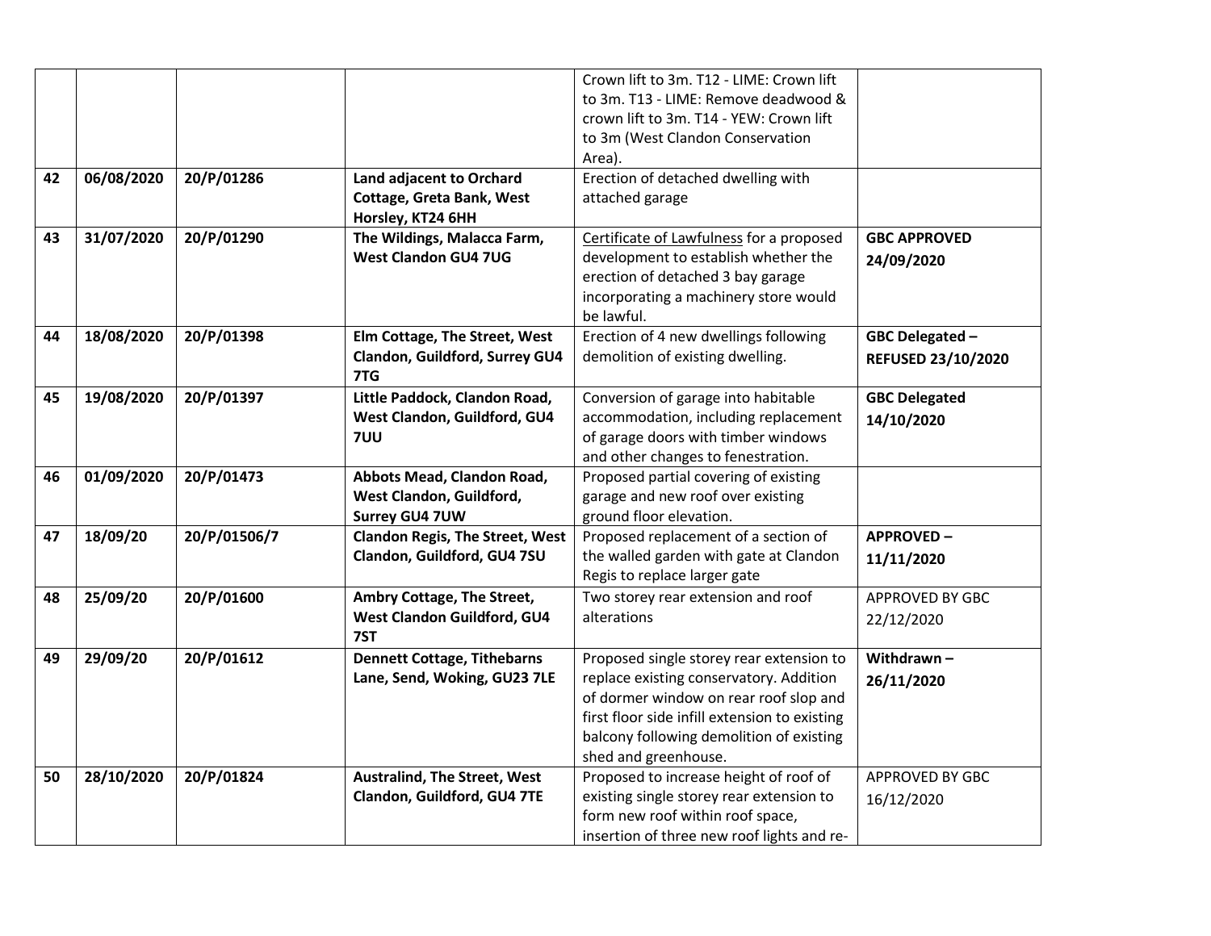| | | | | | |
|---|---|---|---|---|---|
| | | | | Crown lift to 3m. T12 - LIME: Crown lift to 3m. T13 - LIME: Remove deadwood & crown lift to 3m. T14 - YEW: Crown lift to 3m (West Clandon Conservation Area). | |
| **42** | **06/08/2020** | **20/P/01286** | **Land adjacent to Orchard Cottage, Greta Bank, West Horsley, KT24 6HH** | Erection of detached dwelling with attached garage | |
| **43** | **31/07/2020** | **20/P/01290** | **The Wildings, Malacca Farm, West Clandon GU4 7UG** | Certificate of Lawfulness for a proposed development to establish whether the erection of detached 3 bay garage incorporating a machinery store would be lawful. | **GBC APPROVED 24/09/2020** |
| **44** | **18/08/2020** | **20/P/01398** | **Elm Cottage, The Street, West Clandon, Guildford, Surrey GU4 7TG** | Erection of 4 new dwellings following demolition of existing dwelling. | **GBC Delegated – REFUSED 23/10/2020** |
| **45** | **19/08/2020** | **20/P/01397** | **Little Paddock, Clandon Road, West Clandon, Guildford, GU4 7UU** | Conversion of garage into habitable accommodation, including replacement of garage doors with timber windows and other changes to fenestration. | **GBC Delegated 14/10/2020** |
| **46** | **01/09/2020** | **20/P/01473** | **Abbots Mead, Clandon Road, West Clandon, Guildford, Surrey GU4 7UW** | Proposed partial covering of existing garage and new roof over existing ground floor elevation. | |
| **47** | **18/09/20** | **20/P/01506/7** | **Clandon Regis, The Street, West Clandon, Guildford, GU4 7SU** | Proposed replacement of a section of the walled garden with gate at Clandon Regis to replace larger gate | **APPROVED – 11/11/2020** |
| **48** | **25/09/20** | **20/P/01600** | **Ambry Cottage, The Street, West Clandon Guildford, GU4 7ST** | Two storey rear extension and roof alterations | APPROVED BY GBC 22/12/2020 |
| **49** | **29/09/20** | **20/P/01612** | **Dennett Cottage, Tithebarns Lane, Send, Woking, GU23 7LE** | Proposed single storey rear extension to replace existing conservatory. Addition of dormer window on rear roof slop and first floor side infill extension to existing balcony following demolition of existing shed and greenhouse. | **Withdrawn – 26/11/2020** |
| **50** | **28/10/2020** | **20/P/01824** | **Australind, The Street, West Clandon, Guildford, GU4 7TE** | Proposed to increase height of roof of existing single storey rear extension to form new roof within roof space, insertion of three new roof lights and re- | APPROVED BY GBC 16/12/2020 |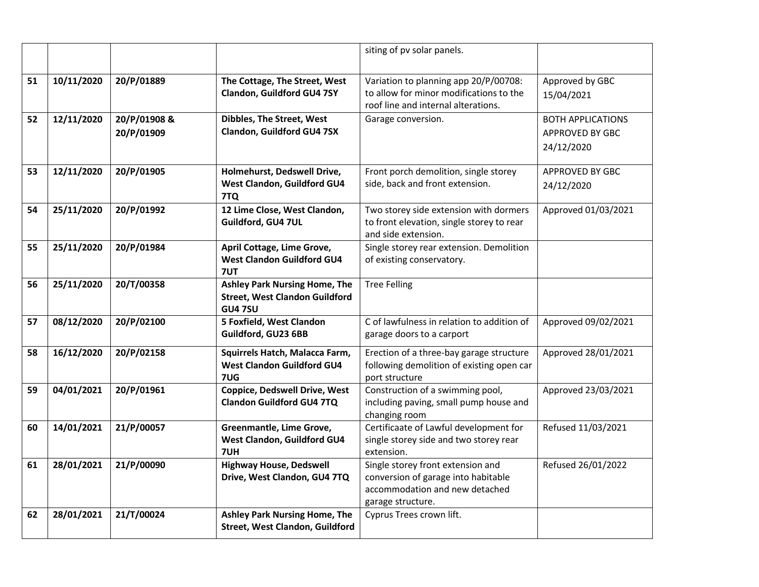| | | | | | |
|---|---|---|---|---|---|
| | | | | siting of pv solar panels. | |
| **51** | **10/11/2020** | **20/P/01889** | **The Cottage, The Street, West Clandon, Guildford GU4 7SY** | Variation to planning app 20/P/00708: to allow for minor modifications to the roof line and internal alterations. | Approved by GBC 15/04/2021 |
| **52** | **12/11/2020** | **20/P/01908 & 20/P/01909** | **Dibbles, The Street, West Clandon, Guildford GU4 7SX** | Garage conversion. | BOTH APPLICATIONS APPROVED BY GBC 24/12/2020 |
| **53** | **12/11/2020** | **20/P/01905** | **Holmehurst, Dedswell Drive, West Clandon, Guildford GU4 7TQ** | Front porch demolition, single storey side, back and front extension. | APPROVED BY GBC 24/12/2020 |
| **54** | **25/11/2020** | **20/P/01992** | **12 Lime Close, West Clandon, Guildford, GU4 7UL** | Two storey side extension with dormers to front elevation, single storey to rear and side extension. | Approved 01/03/2021 |
| **55** | **25/11/2020** | **20/P/01984** | **April Cottage, Lime Grove, West Clandon Guildford GU4 7UT** | Single storey rear extension. Demolition of existing conservatory. | |
| **56** | **25/11/2020** | **20/T/00358** | **Ashley Park Nursing Home, The Street, West Clandon Guildford GU4 7SU** | Tree Felling | |
| **57** | **08/12/2020** | **20/P/02100** | **5 Foxfield, West Clandon Guildford, GU23 6BB** | C of lawfulness in relation to addition of garage doors to a carport | Approved 09/02/2021 |
| **58** | **16/12/2020** | **20/P/02158** | **Squirrels Hatch, Malacca Farm, West Clandon Guildford GU4 7UG** | Erection of a three-bay garage structure following demolition of existing open car port structure | Approved 28/01/2021 |
| **59** | **04/01/2021** | **20/P/01961** | **Coppice, Dedswell Drive, West Clandon Guildford GU4 7TQ** | Construction of a swimming pool, including paving, small pump house and changing room | Approved 23/03/2021 |
| **60** | **14/01/2021** | **21/P/00057** | **Greenmantle, Lime Grove, West Clandon, Guildford GU4 7UH** | Certificaate of Lawful development for single storey side and two storey rear extension. | Refused 11/03/2021 |
| **61** | **28/01/2021** | **21/P/00090** | **Highway House, Dedswell Drive, West Clandon, GU4 7TQ** | Single storey front extension and conversion of garage into habitable accommodation and new detached garage structure. | Refused 26/01/2022 |
| **62** | **28/01/2021** | **21/T/00024** | **Ashley Park Nursing Home, The Street, West Clandon, Guildford** | Cyprus Trees crown lift. | |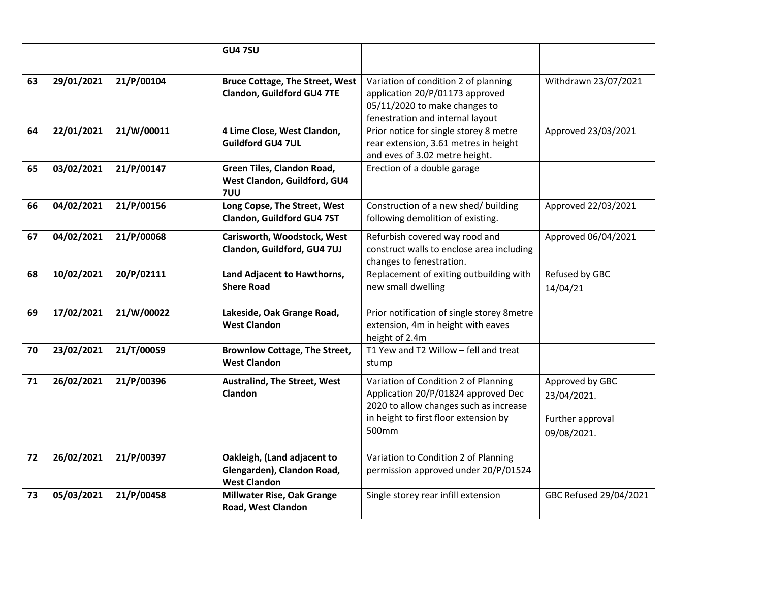|  |  |  | **GU4 7SU** |  |  |
|---|---|---|---|---|---|
| **63** | **29/01/2021** | **21/P/00104** | **Bruce Cottage, The Street, West Clandon, Guildford GU4 7TE** | Variation of condition 2 of planning application 20/P/01173 approved 05/11/2020 to make changes to fenestration and internal layout | Withdrawn 23/07/2021 |
| **64** | **22/01/2021** | **21/W/00011** | **4 Lime Close, West Clandon, Guildford GU4 7UL** | Prior notice for single storey 8 metre rear extension, 3.61 metres in height and eves of 3.02 metre height. | Approved 23/03/2021 |
| **65** | **03/02/2021** | **21/P/00147** | **Green Tiles, Clandon Road, West Clandon, Guildford, GU4 7UU** | Erection of a double garage |  |
| **66** | **04/02/2021** | **21/P/00156** | **Long Copse, The Street, West Clandon, Guildford GU4 7ST** | Construction of a new shed/ building following demolition of existing. | Approved 22/03/2021 |
| **67** | **04/02/2021** | **21/P/00068** | **Carisworth, Woodstock, West Clandon, Guildford, GU4 7UJ** | Refurbish covered way rood and construct walls to enclose area including changes to fenestration. | Approved 06/04/2021 |
| **68** | **10/02/2021** | **20/P/02111** | **Land Adjacent to Hawthorns, Shere Road** | Replacement of exiting outbuilding with new small dwelling | Refused by GBC 14/04/21 |
| **69** | **17/02/2021** | **21/W/00022** | **Lakeside, Oak Grange Road, West Clandon** | Prior notification of single storey 8metre extension, 4m in height with eaves height of 2.4m |  |
| **70** | **23/02/2021** | **21/T/00059** | **Brownlow Cottage, The Street, West Clandon** | T1 Yew and T2 Willow – fell and treat stump |  |
| **71** | **26/02/2021** | **21/P/00396** | **Australind, The Street, West Clandon** | Variation of Condition 2 of Planning Application 20/P/01824 approved Dec 2020 to allow changes such as increase in height to first floor extension by 500mm | Approved by GBC 23/04/2021. Further approval 09/08/2021. |
| **72** | **26/02/2021** | **21/P/00397** | **Oakleigh, (Land adjacent to Glengarden), Clandon Road, West Clandon** | Variation to Condition 2 of Planning permission approved under 20/P/01524 |  |
| **73** | **05/03/2021** | **21/P/00458** | **Millwater Rise, Oak Grange Road, West Clandon** | Single storey rear infill extension | GBC Refused 29/04/2021 |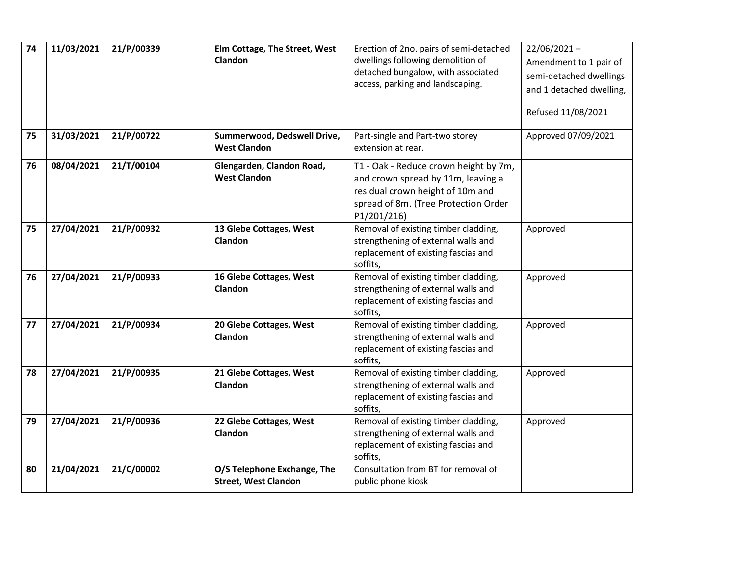| 74 | 11/03/2021 | 21/P/00339 | **Elm Cottage, The Street, West Clandon** | Erection of 2no. pairs of semi-detached dwellings following demolition of detached bungalow, with associated access, parking and landscaping. | 22/06/2021 – Amendment to 1 pair of semi-detached dwellings and 1 detached dwelling, Refused 11/08/2021 |
|---|---|---|---|---|---|
| 75 | 31/03/2021 | 21/P/00722 | **Summerwood, Dedswell Drive, West Clandon** | Part-single and Part-two storey extension at rear. | Approved 07/09/2021 |
| 76 | 08/04/2021 | 21/T/00104 | **Glengarden, Clandon Road, West Clandon** | T1 - Oak - Reduce crown height by 7m, and crown spread by 11m, leaving a residual crown height of 10m and spread of 8m. (Tree Protection Order P1/201/216) | |
| 75 | 27/04/2021 | 21/P/00932 | **13 Glebe Cottages, West Clandon** | Removal of existing timber cladding, strengthening of external walls and replacement of existing fascias and soffits, | Approved |
| 76 | 27/04/2021 | 21/P/00933 | **16 Glebe Cottages, West Clandon** | Removal of existing timber cladding, strengthening of external walls and replacement of existing fascias and soffits, | Approved |
| 77 | 27/04/2021 | 21/P/00934 | **20 Glebe Cottages, West Clandon** | Removal of existing timber cladding, strengthening of external walls and replacement of existing fascias and soffits, | Approved |
| 78 | 27/04/2021 | 21/P/00935 | **21 Glebe Cottages, West Clandon** | Removal of existing timber cladding, strengthening of external walls and replacement of existing fascias and soffits, | Approved |
| 79 | 27/04/2021 | 21/P/00936 | **22 Glebe Cottages, West Clandon** | Removal of existing timber cladding, strengthening of external walls and replacement of existing fascias and soffits, | Approved |
| 80 | 21/04/2021 | 21/C/00002 | **O/S Telephone Exchange, The Street, West Clandon** | Consultation from BT for removal of public phone kiosk | |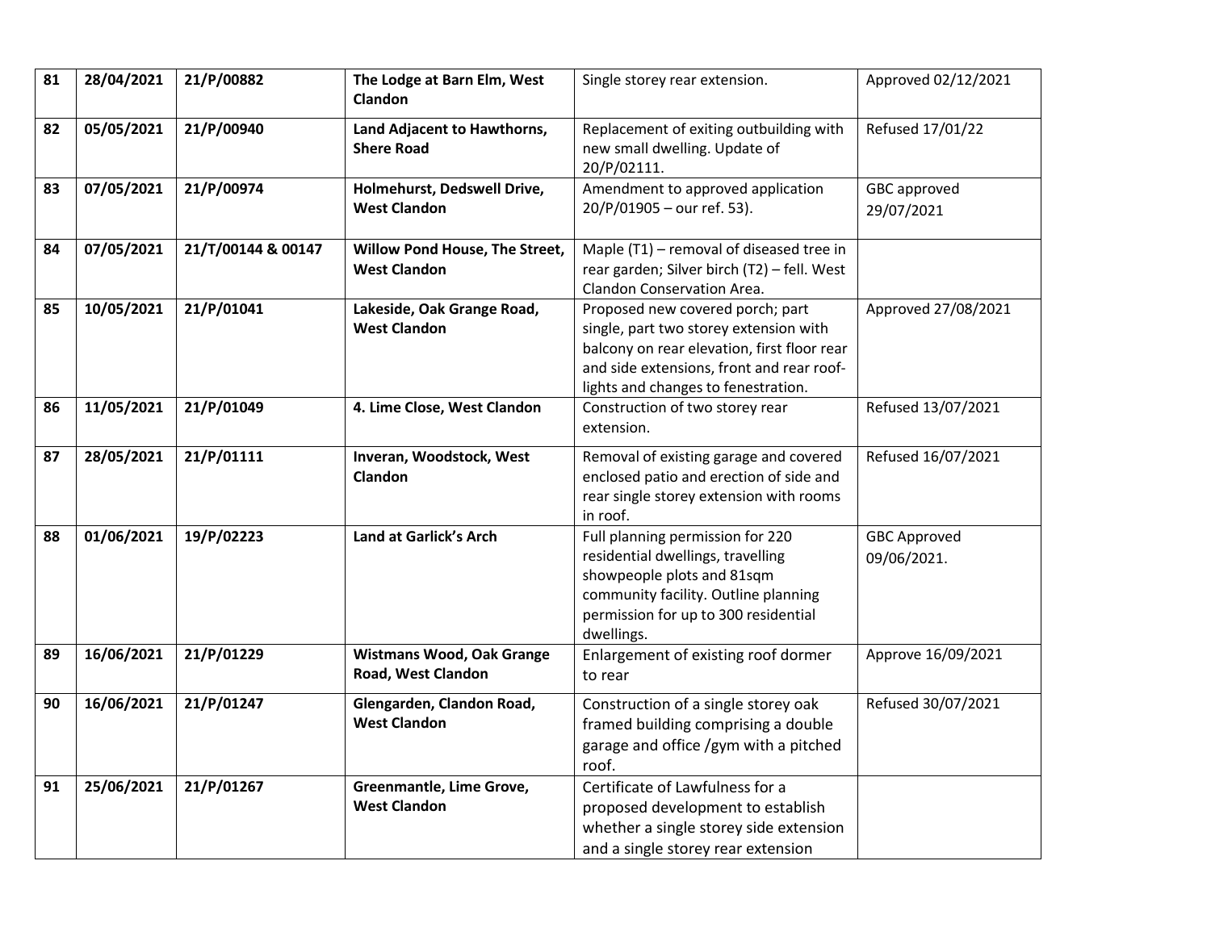| 81 | 28/04/2021 | 21/P/00882 | **The Lodge at Barn Elm, West Clandon** | Single storey rear extension. | Approved 02/12/2021 |
|---|---|---|---|---|---|
| 82 | 05/05/2021 | 21/P/00940 | **Land Adjacent to Hawthorns, Shere Road** | Replacement of exiting outbuilding with new small dwelling. Update of 20/P/02111. | Refused 17/01/22 |
| 83 | 07/05/2021 | 21/P/00974 | **Holmehurst, Dedswell Drive, West Clandon** | Amendment to approved application 20/P/01905 – our ref. 53). | GBC approved 29/07/2021 |
| 84 | 07/05/2021 | 21/T/00144 & 00147 | **Willow Pond House, The Street, West Clandon** | Maple (T1) – removal of diseased tree in rear garden; Silver birch (T2) – fell. West Clandon Conservation Area. | |
| 85 | 10/05/2021 | 21/P/01041 | **Lakeside, Oak Grange Road, West Clandon** | Proposed new covered porch; part single, part two storey extension with balcony on rear elevation, first floor rear and side extensions, front and rear roof-lights and changes to fenestration. | Approved 27/08/2021 |
| 86 | 11/05/2021 | 21/P/01049 | **4. Lime Close, West Clandon** | Construction of two storey rear extension. | Refused 13/07/2021 |
| 87 | 28/05/2021 | 21/P/01111 | **Inveran, Woodstock, West Clandon** | Removal of existing garage and covered enclosed patio and erection of side and rear single storey extension with rooms in roof. | Refused 16/07/2021 |
| 88 | 01/06/2021 | 19/P/02223 | **Land at Garlick's Arch** | Full planning permission for 220 residential dwellings, travelling showpeople plots and 81sqm community facility. Outline planning permission for up to 300 residential dwellings. | GBC Approved 09/06/2021. |
| 89 | 16/06/2021 | 21/P/01229 | **Wistmans Wood, Oak Grange Road, West Clandon** | Enlargement of existing roof dormer to rear | Approve 16/09/2021 |
| 90 | 16/06/2021 | 21/P/01247 | **Glengarden, Clandon Road, West Clandon** | Construction of a single storey oak framed building comprising a double garage and office /gym with a pitched roof. | Refused 30/07/2021 |
| 91 | 25/06/2021 | 21/P/01267 | **Greenmantle, Lime Grove, West Clandon** | Certificate of Lawfulness for a proposed development to establish whether a single storey side extension and a single storey rear extension | |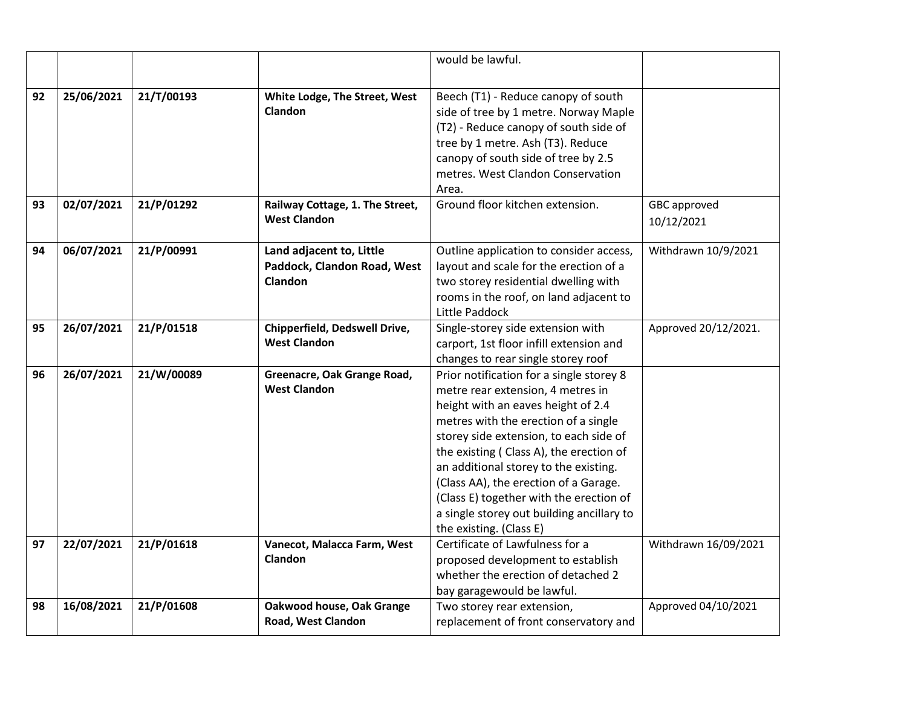| | | | | | |
|---|---|---|---|---|---|
| | | | | would be lawful. | |
| **92** | **25/06/2021** | **21/T/00193** | **White Lodge, The Street, West Clandon** | Beech (T1) - Reduce canopy of south side of tree by 1 metre. Norway Maple (T2) - Reduce canopy of south side of tree by 1 metre. Ash (T3). Reduce canopy of south side of tree by 2.5 metres. West Clandon Conservation Area. | |
| **93** | **02/07/2021** | **21/P/01292** | **Railway Cottage, 1. The Street, West Clandon** | Ground floor kitchen extension. | GBC approved 10/12/2021 |
| **94** | **06/07/2021** | **21/P/00991** | **Land adjacent to, Little Paddock, Clandon Road, West Clandon** | Outline application to consider access, layout and scale for the erection of a two storey residential dwelling with rooms in the roof, on land adjacent to Little Paddock | Withdrawn 10/9/2021 |
| **95** | **26/07/2021** | **21/P/01518** | **Chipperfield, Dedswell Drive, West Clandon** | Single-storey side extension with carport, 1st floor infill extension and changes to rear single storey roof | Approved 20/12/2021. |
| **96** | **26/07/2021** | **21/W/00089** | **Greenacre, Oak Grange Road, West Clandon** | Prior notification for a single storey 8 metre rear extension, 4 metres in height with an eaves height of 2.4 metres with the erection of a single storey side extension, to each side of the existing ( Class A), the erection of an additional storey to the existing. (Class AA), the erection of a Garage. (Class E) together with the erection of a single storey out building ancillary to the existing. (Class E) | |
| **97** | **22/07/2021** | **21/P/01618** | **Vanecot, Malacca Farm, West Clandon** | Certificate of Lawfulness for a proposed development to establish whether the erection of detached 2 bay garagewould be lawful. | Withdrawn 16/09/2021 |
| **98** | **16/08/2021** | **21/P/01608** | **Oakwood house, Oak Grange Road, West Clandon** | Two storey rear extension, replacement of front conservatory and | Approved 04/10/2021 |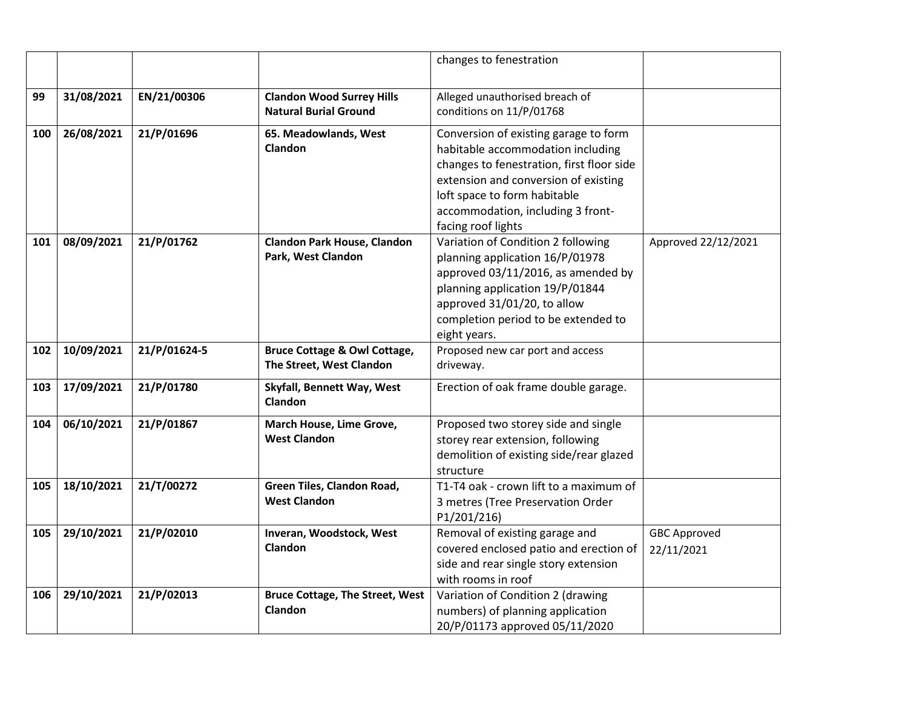| | | | | | |
|---|---|---|---|---|---|
| | | | | changes to fenestration | |
| **99** | **31/08/2021** | **EN/21/00306** | **Clandon Wood Surrey Hills Natural Burial Ground** | Alleged unauthorised breach of conditions on 11/P/01768 | |
| **100** | **26/08/2021** | **21/P/01696** | **65. Meadowlands, West Clandon** | Conversion of existing garage to form habitable accommodation including changes to fenestration, first floor side extension and conversion of existing loft space to form habitable accommodation, including 3 front-facing roof lights | |
| **101** | **08/09/2021** | **21/P/01762** | **Clandon Park House, Clandon Park, West Clandon** | Variation of Condition 2 following planning application 16/P/01978 approved 03/11/2016, as amended by planning application 19/P/01844 approved 31/01/20, to allow completion period to be extended to eight years. | Approved 22/12/2021 |
| **102** | **10/09/2021** | **21/P/01624-5** | **Bruce Cottage & Owl Cottage, The Street, West Clandon** | Proposed new car port and access driveway. | |
| **103** | **17/09/2021** | **21/P/01780** | **Skyfall, Bennett Way, West Clandon** | Erection of oak frame double garage. | |
| **104** | **06/10/2021** | **21/P/01867** | **March House, Lime Grove, West Clandon** | Proposed two storey side and single storey rear extension, following demolition of existing side/rear glazed structure | |
| **105** | **18/10/2021** | **21/T/00272** | **Green Tiles, Clandon Road, West Clandon** | T1-T4 oak - crown lift to a maximum of 3 metres (Tree Preservation Order P1/201/216) | |
| **105** | **29/10/2021** | **21/P/02010** | **Inveran, Woodstock, West Clandon** | Removal of existing garage and covered enclosed patio and erection of side and rear single story extension with rooms in roof | GBC Approved 22/11/2021 |
| **106** | **29/10/2021** | **21/P/02013** | **Bruce Cottage, The Street, West Clandon** | Variation of Condition 2 (drawing numbers) of planning application 20/P/01173 approved 05/11/2020 | |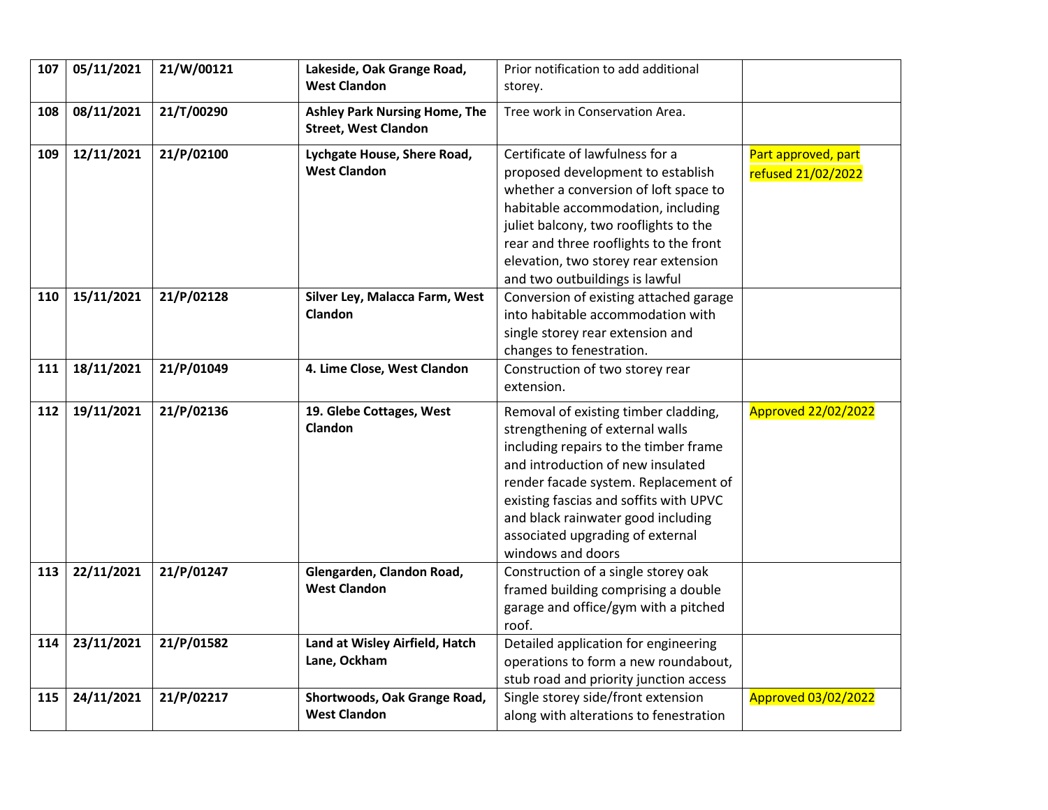| 107 | 05/11/2021 | 21/W/00121 | **Lakeside, Oak Grange Road, West Clandon** | Prior notification to add additional storey. | |
|---|---|---|---|---|---|
| 108 | 08/11/2021 | 21/T/00290 | **Ashley Park Nursing Home, The Street, West Clandon** | Tree work in Conservation Area. | |
| 109 | 12/11/2021 | 21/P/02100 | **Lychgate House, Shere Road, West Clandon** | Certificate of lawfulness for a proposed development to establish whether a conversion of loft space to habitable accommodation, including juliet balcony, two rooflights to the rear and three rooflights to the front elevation, two storey rear extension and two outbuildings is lawful | Part approved, part refused 21/02/2022 |
| 110 | 15/11/2021 | 21/P/02128 | **Silver Ley, Malacca Farm, West Clandon** | Conversion of existing attached garage into habitable accommodation with single storey rear extension and changes to fenestration. | |
| 111 | 18/11/2021 | 21/P/01049 | **4. Lime Close, West Clandon** | Construction of two storey rear extension. | |
| 112 | 19/11/2021 | 21/P/02136 | **19. Glebe Cottages, West Clandon** | Removal of existing timber cladding, strengthening of external walls including repairs to the timber frame and introduction of new insulated render facade system. Replacement of existing fascias and soffits with UPVC and black rainwater good including associated upgrading of external windows and doors | Approved 22/02/2022 |
| 113 | 22/11/2021 | 21/P/01247 | **Glengarden, Clandon Road, West Clandon** | Construction of a single storey oak framed building comprising a double garage and office/gym with a pitched roof. | |
| 114 | 23/11/2021 | 21/P/01582 | **Land at Wisley Airfield, Hatch Lane, Ockham** | Detailed application for engineering operations to form a new roundabout, stub road and priority junction access | |
| 115 | 24/11/2021 | 21/P/02217 | **Shortwoods, Oak Grange Road, West Clandon** | Single storey side/front extension along with alterations to fenestration | Approved 03/02/2022 |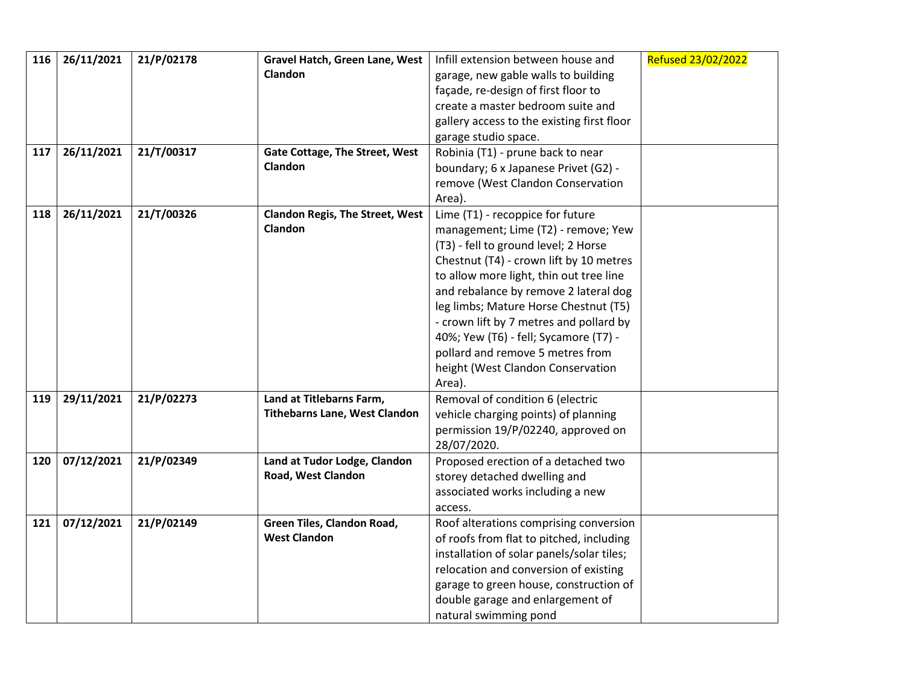| 116 | 26/11/2021 | 21/P/02178 | **Gravel Hatch, Green Lane, West Clandon** | Infill extension between house and garage, new gable walls to building façade, re-design of first floor to create a master bedroom suite and gallery access to the existing first floor garage studio space. | Refused 23/02/2022 |
|---|---|---|---|---|---|
| 117 | 26/11/2021 | 21/T/00317 | **Gate Cottage, The Street, West Clandon** | Robinia (T1) - prune back to near boundary; 6 x Japanese Privet (G2) - remove (West Clandon Conservation Area). | |
| 118 | 26/11/2021 | 21/T/00326 | **Clandon Regis, The Street, West Clandon** | Lime (T1) - recoppice for future management; Lime (T2) - remove; Yew (T3) - fell to ground level; 2 Horse Chestnut (T4) - crown lift by 10 metres to allow more light, thin out tree line and rebalance by remove 2 lateral dog leg limbs; Mature Horse Chestnut (T5) - crown lift by 7 metres and pollard by 40%; Yew (T6) - fell; Sycamore (T7) - pollard and remove 5 metres from height (West Clandon Conservation Area). | |
| 119 | 29/11/2021 | 21/P/02273 | **Land at Titlebarns Farm, Tithebarns Lane, West Clandon** | Removal of condition 6 (electric vehicle charging points) of planning permission 19/P/02240, approved on 28/07/2020. | |
| 120 | 07/12/2021 | 21/P/02349 | **Land at Tudor Lodge, Clandon Road, West Clandon** | Proposed erection of a detached two storey detached dwelling and associated works including a new access. | |
| 121 | 07/12/2021 | 21/P/02149 | **Green Tiles, Clandon Road, West Clandon** | Roof alterations comprising conversion of roofs from flat to pitched, including installation of solar panels/solar tiles; relocation and conversion of existing garage to green house, construction of double garage and enlargement of natural swimming pond | |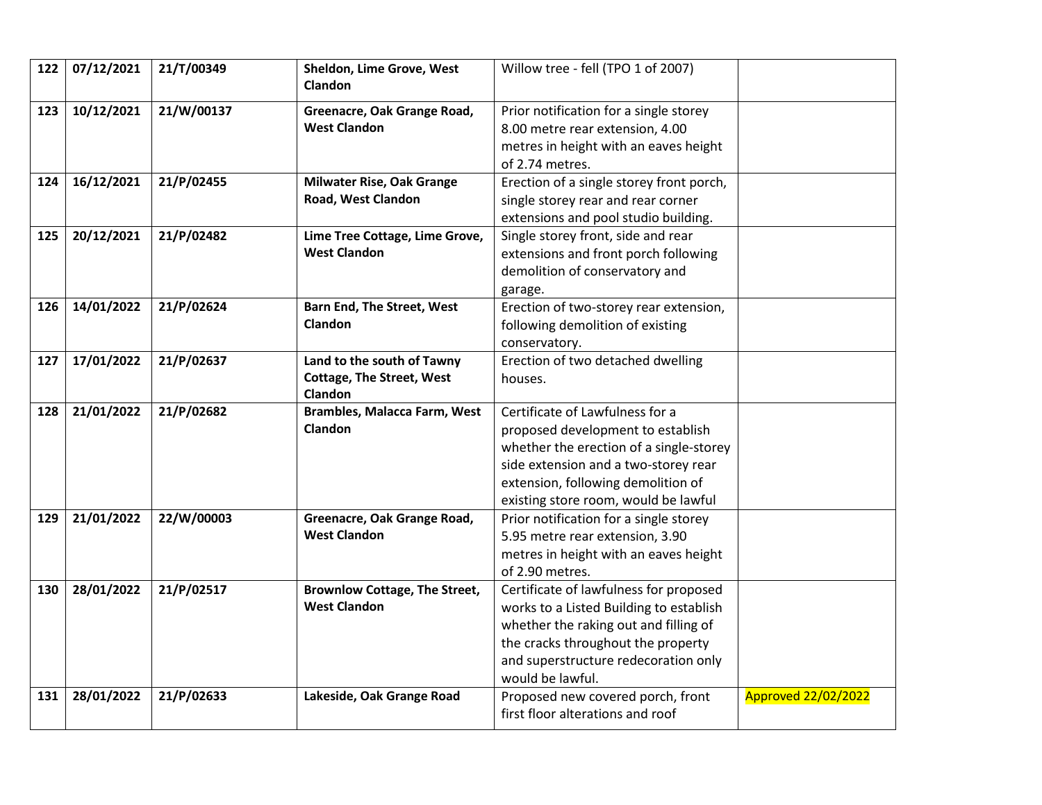| 122 | 07/12/2021 | 21/T/00349 | **Sheldon, Lime Grove, West Clandon** | Willow tree - fell (TPO 1 of 2007) | |
|---|---|---|---|---|---|
| 123 | 10/12/2021 | 21/W/00137 | **Greenacre, Oak Grange Road, West Clandon** | Prior notification for a single storey 8.00 metre rear extension, 4.00 metres in height with an eaves height of 2.74 metres. | |
| 124 | 16/12/2021 | 21/P/02455 | **Milwater Rise, Oak Grange Road, West Clandon** | Erection of a single storey front porch, single storey rear and rear corner extensions and pool studio building. | |
| 125 | 20/12/2021 | 21/P/02482 | **Lime Tree Cottage, Lime Grove, West Clandon** | Single storey front, side and rear extensions and front porch following demolition of conservatory and garage. | |
| 126 | 14/01/2022 | 21/P/02624 | **Barn End, The Street, West Clandon** | Erection of two-storey rear extension, following demolition of existing conservatory. | |
| 127 | 17/01/2022 | 21/P/02637 | **Land to the south of Tawny Cottage, The Street, West Clandon** | Erection of two detached dwelling houses. | |
| 128 | 21/01/2022 | 21/P/02682 | **Brambles, Malacca Farm, West Clandon** | Certificate of Lawfulness for a proposed development to establish whether the erection of a single-storey side extension and a two-storey rear extension, following demolition of existing store room, would be lawful | |
| 129 | 21/01/2022 | 22/W/00003 | **Greenacre, Oak Grange Road, West Clandon** | Prior notification for a single storey 5.95 metre rear extension, 3.90 metres in height with an eaves height of 2.90 metres. | |
| 130 | 28/01/2022 | 21/P/02517 | **Brownlow Cottage, The Street, West Clandon** | Certificate of lawfulness for proposed works to a Listed Building to establish whether the raking out and filling of the cracks throughout the property and superstructure redecoration only would be lawful. | |
| 131 | 28/01/2022 | 21/P/02633 | **Lakeside, Oak Grange Road** | Proposed new covered porch, front first floor alterations and roof | Approved 22/02/2022 |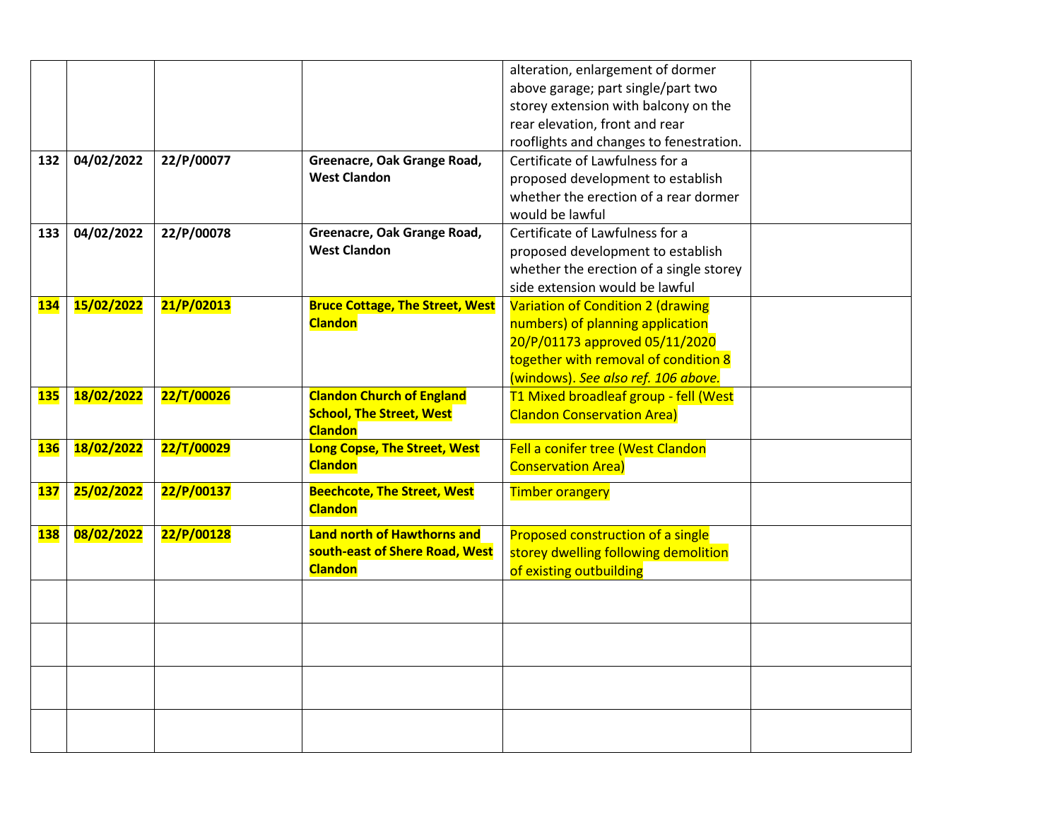| | | | | | |
|---|---|---|---|---|---|
| | | | | alteration, enlargement of dormer above garage; part single/part two storey extension with balcony on the rear elevation, front and rear rooflights and changes to fenestration. | |
| **132** | **04/02/2022** | **22/P/00077** | **Greenacre, Oak Grange Road, West Clandon** | Certificate of Lawfulness for a proposed development to establish whether the erection of a rear dormer would be lawful | |
| **133** | **04/02/2022** | **22/P/00078** | **Greenacre, Oak Grange Road, West Clandon** | Certificate of Lawfulness for a proposed development to establish whether the erection of a single storey side extension would be lawful | |
| **134** | **15/02/2022** | **21/P/02013** | **Bruce Cottage, The Street, West Clandon** | Variation of Condition 2 (drawing numbers) of planning application 20/P/01173 approved 05/11/2020 together with removal of condition 8 (windows). *See also ref. 106 above.* | |
| **135** | **18/02/2022** | **22/T/00026** | **Clandon Church of England School, The Street, West Clandon** | T1 Mixed broadleaf group - fell (West Clandon Conservation Area) | |
| **136** | **18/02/2022** | **22/T/00029** | **Long Copse, The Street, West Clandon** | Fell a conifer tree (West Clandon Conservation Area) | |
| **137** | **25/02/2022** | **22/P/00137** | **Beechcote, The Street, West Clandon** | Timber orangery | |
| **138** | **08/02/2022** | **22/P/00128** | **Land north of Hawthorns and south-east of Shere Road, West Clandon** | Proposed construction of a single storey dwelling following demolition of existing outbuilding | |
| | | | | | |
| | | | | | |
| | | | | | |
| | | | | | |